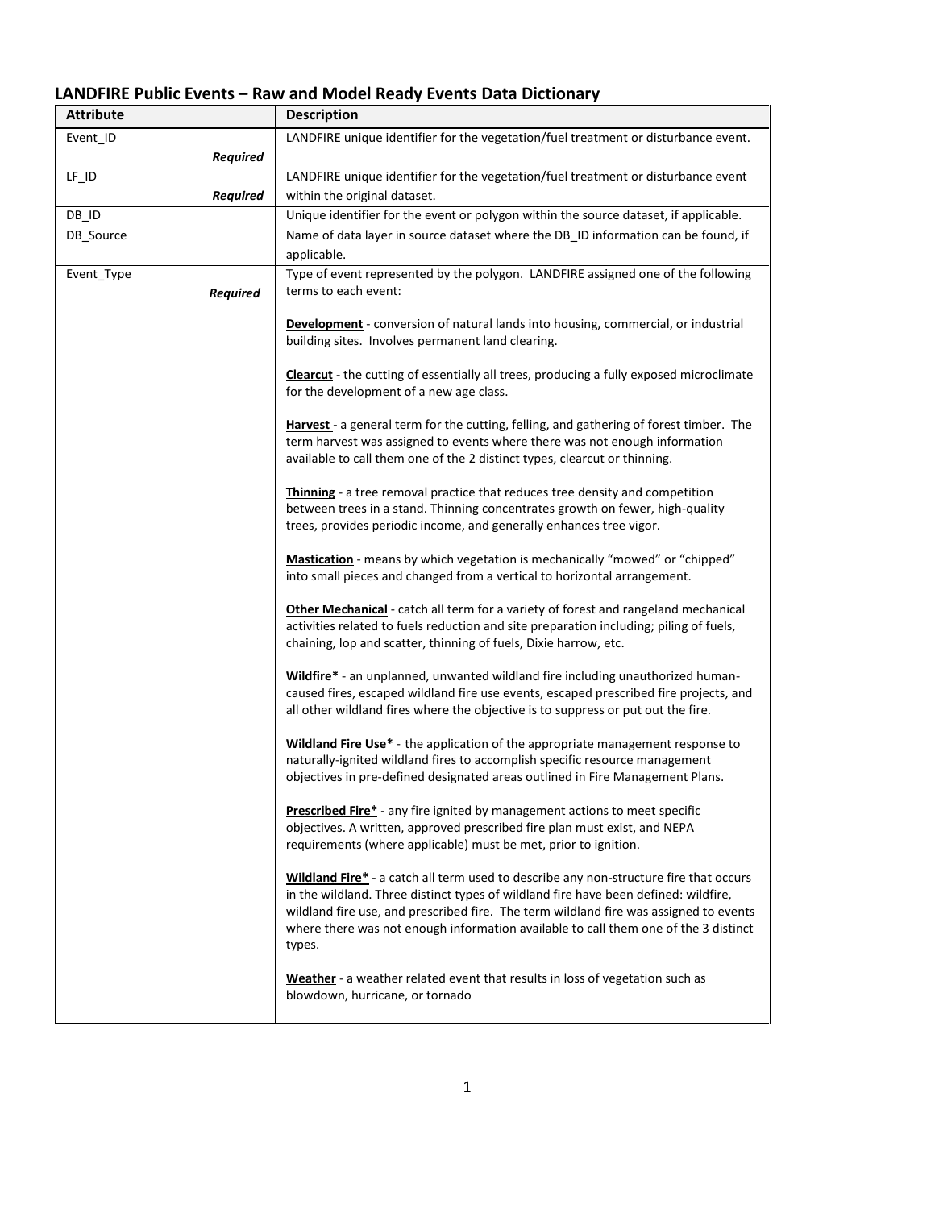## LANDFIRE Public Events – Raw and Model Ready Events Data Dictionary

| Attribute | Description |
| --- | --- |
| Event_ID *Required* | LANDFIRE unique identifier for the vegetation/fuel treatment or disturbance event. |
| LF_ID *Required* | LANDFIRE unique identifier for the vegetation/fuel treatment or disturbance event within the original dataset. |
| DB_ID | Unique identifier for the event or polygon within the source dataset, if applicable. |
| DB_Source | Name of data layer in source dataset where the DB_ID information can be found, if applicable. |
| Event_Type *Required* | Type of event represented by the polygon. LANDFIRE assigned one of the following terms to each event:<br><br>**Development** - conversion of natural lands into housing, commercial, or industrial building sites. Involves permanent land clearing.<br><br>**Clearcut** - the cutting of essentially all trees, producing a fully exposed microclimate for the development of a new age class.<br><br>**Harvest** - a general term for the cutting, felling, and gathering of forest timber. The term harvest was assigned to events where there was not enough information available to call them one of the 2 distinct types, clearcut or thinning.<br><br>**Thinning** - a tree removal practice that reduces tree density and competition between trees in a stand. Thinning concentrates growth on fewer, high-quality trees, provides periodic income, and generally enhances tree vigor.<br><br>**Mastication** - means by which vegetation is mechanically "mowed" or "chipped" into small pieces and changed from a vertical to horizontal arrangement.<br><br>**Other Mechanical** - catch all term for a variety of forest and rangeland mechanical activities related to fuels reduction and site preparation including; piling of fuels, chaining, lop and scatter, thinning of fuels, Dixie harrow, etc.<br><br>**Wildfire*** - an unplanned, unwanted wildland fire including unauthorized human-caused fires, escaped wildland fire use events, escaped prescribed fire projects, and all other wildland fires where the objective is to suppress or put out the fire.<br><br>**Wildland Fire Use*** - the application of the appropriate management response to naturally-ignited wildland fires to accomplish specific resource management objectives in pre-defined designated areas outlined in Fire Management Plans.<br><br>**Prescribed Fire*** - any fire ignited by management actions to meet specific objectives. A written, approved prescribed fire plan must exist, and NEPA requirements (where applicable) must be met, prior to ignition.<br><br>**Wildland Fire*** - a catch all term used to describe any non-structure fire that occurs in the wildland. Three distinct types of wildland fire have been defined: wildfire, wildland fire use, and prescribed fire. The term wildland fire was assigned to events where there was not enough information available to call them one of the 3 distinct types.<br><br>**Weather** - a weather related event that results in loss of vegetation such as blowdown, hurricane, or tornado |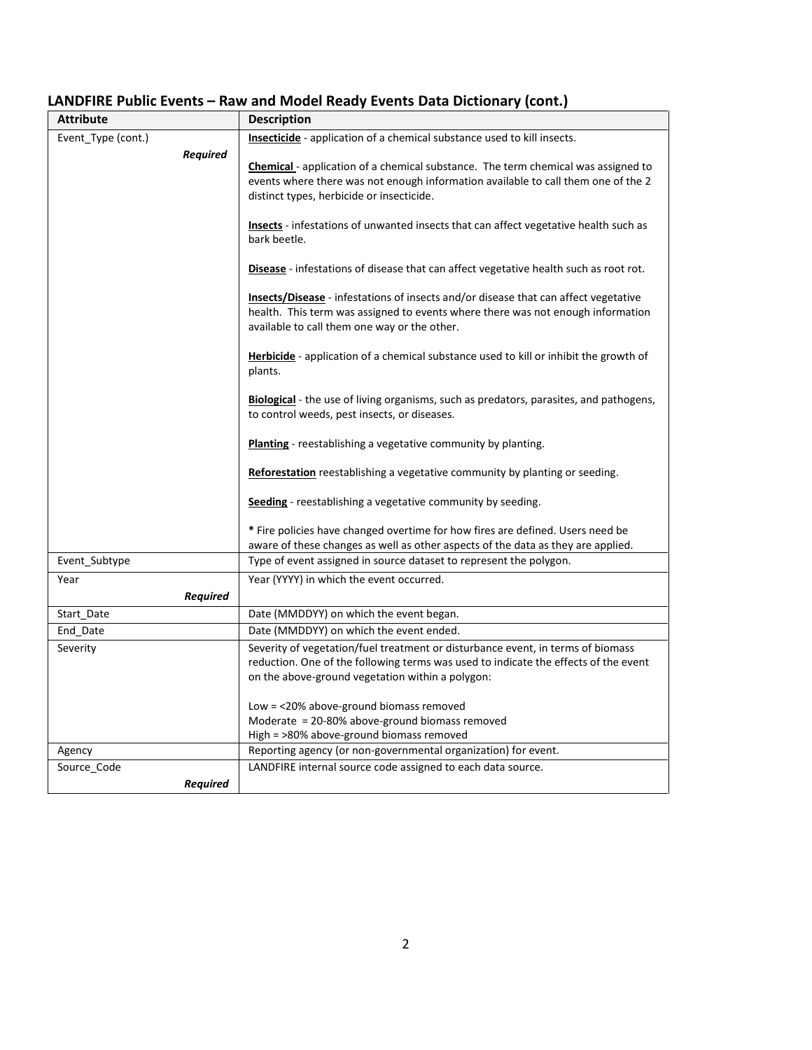## LANDFIRE Public Events – Raw and Model Ready Events Data Dictionary (cont.)

| Attribute | Description |
|---|---|
| Event_Type (cont.)<br>***Required*** | **Insecticide** - application of a chemical substance used to kill insects.<br><br>**Chemical** - application of a chemical substance. The term chemical was assigned to events where there was not enough information available to call them one of the 2 distinct types, herbicide or insecticide.<br><br>**Insects** - infestations of unwanted insects that can affect vegetative health such as bark beetle.<br><br>**Disease** - infestations of disease that can affect vegetative health such as root rot.<br><br>**Insects/Disease** - infestations of insects and/or disease that can affect vegetative health. This term was assigned to events where there was not enough information available to call them one way or the other.<br><br>**Herbicide** - application of a chemical substance used to kill or inhibit the growth of plants.<br><br>**Biological** - the use of living organisms, such as predators, parasites, and pathogens, to control weeds, pest insects, or diseases.<br><br>**Planting** - reestablishing a vegetative community by planting.<br><br>**Reforestation** reestablishing a vegetative community by planting or seeding.<br><br>**Seeding** - reestablishing a vegetative community by seeding.<br><br>**\*** Fire policies have changed overtime for how fires are defined. Users need be aware of these changes as well as other aspects of the data as they are applied. |
| Event_Subtype | Type of event assigned in source dataset to represent the polygon. |
| Year<br>***Required*** | Year (YYYY) in which the event occurred. |
| Start_Date | Date (MMDDYY) on which the event began. |
| End_Date | Date (MMDDYY) on which the event ended. |
| Severity | Severity of vegetation/fuel treatment or disturbance event, in terms of biomass reduction. One of the following terms was used to indicate the effects of the event on the above-ground vegetation within a polygon:<br><br>Low = <20% above-ground biomass removed<br>Moderate = 20-80% above-ground biomass removed<br>High = >80% above-ground biomass removed |
| Agency | Reporting agency (or non-governmental organization) for event. |
| Source_Code<br>***Required*** | LANDFIRE internal source code assigned to each data source. |